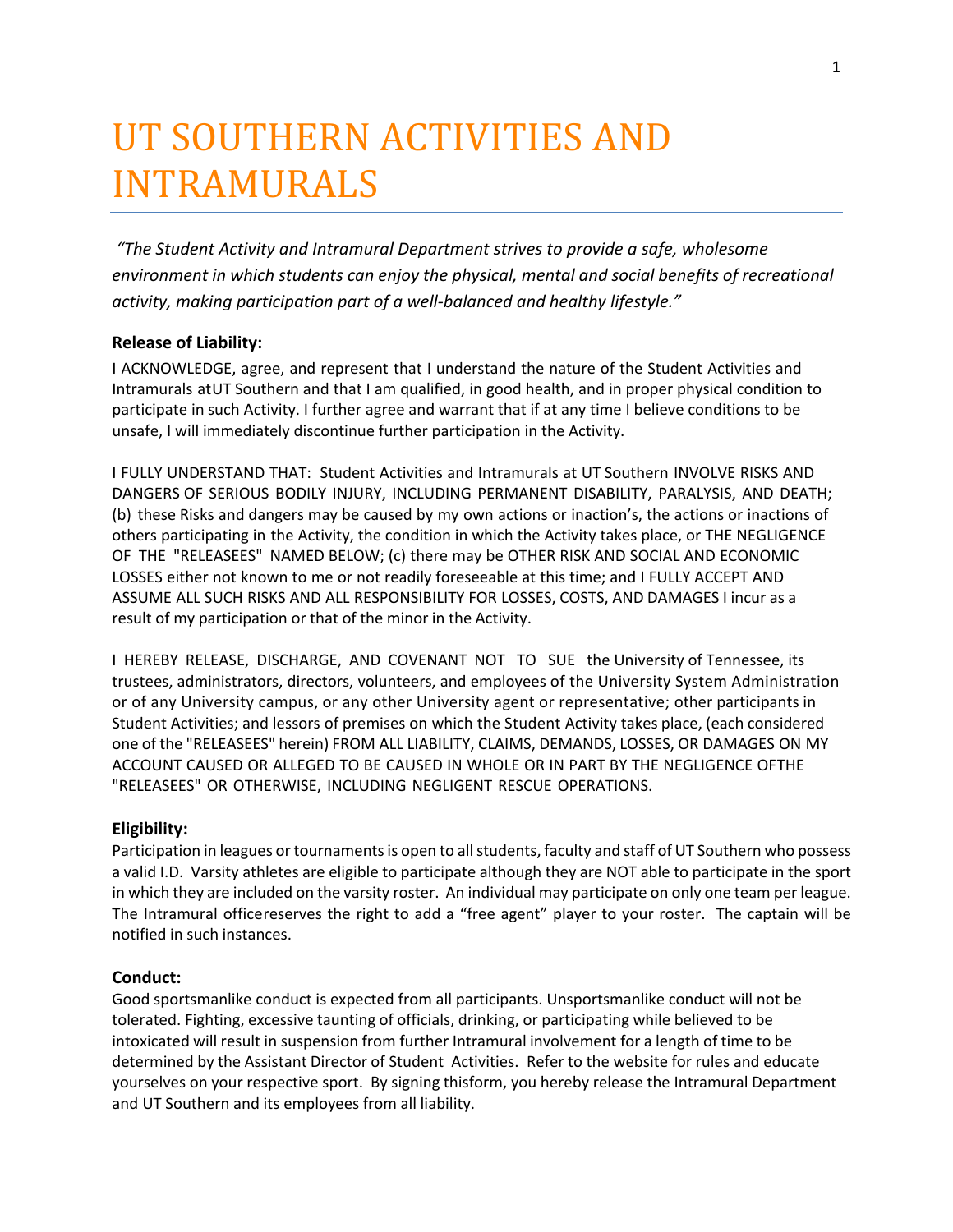# UT SOUTHERN ACTIVITIES AND INTRAMURALS

*"The Student Activity and Intramural Department strives to provide a safe, wholesome environment in which students can enjoy the physical, mental and social benefits of recreational activity, making participation part of a well-balanced and healthy lifestyle."*

### Release of Liability:

I ACKNOWLEDGE, agree, and represent that I understand the nature of the Student Activities and Intramurals atUT Southern and that I am qualified, in good health, and in proper physical condition to participate in such Activity. I further agree and warrant that if at any time I believe conditions to be unsafe, I will immediately discontinue further participation in the Activity.

I FULLY UNDERSTAND THAT: Student Activities and Intramurals at UT Southern INVOLVE RISKS AND DANGERS OF SERIOUS BODILY INJURY, INCLUDING PERMANENT DISABILITY, PARALYSIS, AND DEATH; (b) these Risks and dangers may be caused by my own actions or inaction's, the actions or inactions of others participating in the Activity, the condition in which the Activity takes place, or THE NEGLIGENCE OF THE "RELEASEES" NAMED BELOW; (c) there may be OTHER RISK AND SOCIAL AND ECONOMIC LOSSES either not known to me or not readily foreseeable at this time; and I FULLY ACCEPT AND ASSUME ALL SUCH RISKS AND ALL RESPONSIBILITY FOR LOSSES, COSTS, AND DAMAGES I incur as a result of my participation or that of the minor in the Activity.

I HEREBY RELEASE, DISCHARGE, AND COVENANT NOT TO SUE the University of Tennessee, its trustees, administrators, directors, volunteers, and employees of the University System Administration or of any University campus, or any other University agent or representative; other participants in Student Activities; and lessors of premises on which the Student Activity takes place, (each considered one of the "RELEASEES" herein) FROM ALL LIABILITY, CLAIMS, DEMANDS, LOSSES, OR DAMAGES ON MY ACCOUNT CAUSED OR ALLEGED TO BE CAUSED IN WHOLE OR IN PART BY THE NEGLIGENCE OFTHE "RELEASEES" OR OTHERWISE, INCLUDING NEGLIGENT RESCUE OPERATIONS.

### Eligibility:

Participation in leagues or tournaments is open to all students, faculty and staff of UT Southern who possess a valid I.D. Varsity athletes are eligible to participate although they are NOT able to participate in the sport in which they are included on the varsity roster. An individual may participate on only one team per league. The Intramural officereserves the right to add a "free agent" player to your roster. The captain will be notified in such instances.

### Conduct:

Good sportsmanlike conduct is expected from all participants. Unsportsmanlike conduct will not be tolerated. Fighting, excessive taunting of officials, drinking, or participating while believed to be intoxicated will result in suspension from further Intramural involvement for a length of time to be determined by the Assistant Director of Student Activities. Refer to the website for rules and educate yourselves on your respective sport. By signing thisform, you hereby release the Intramural Department and UT Southern and its employees from all liability.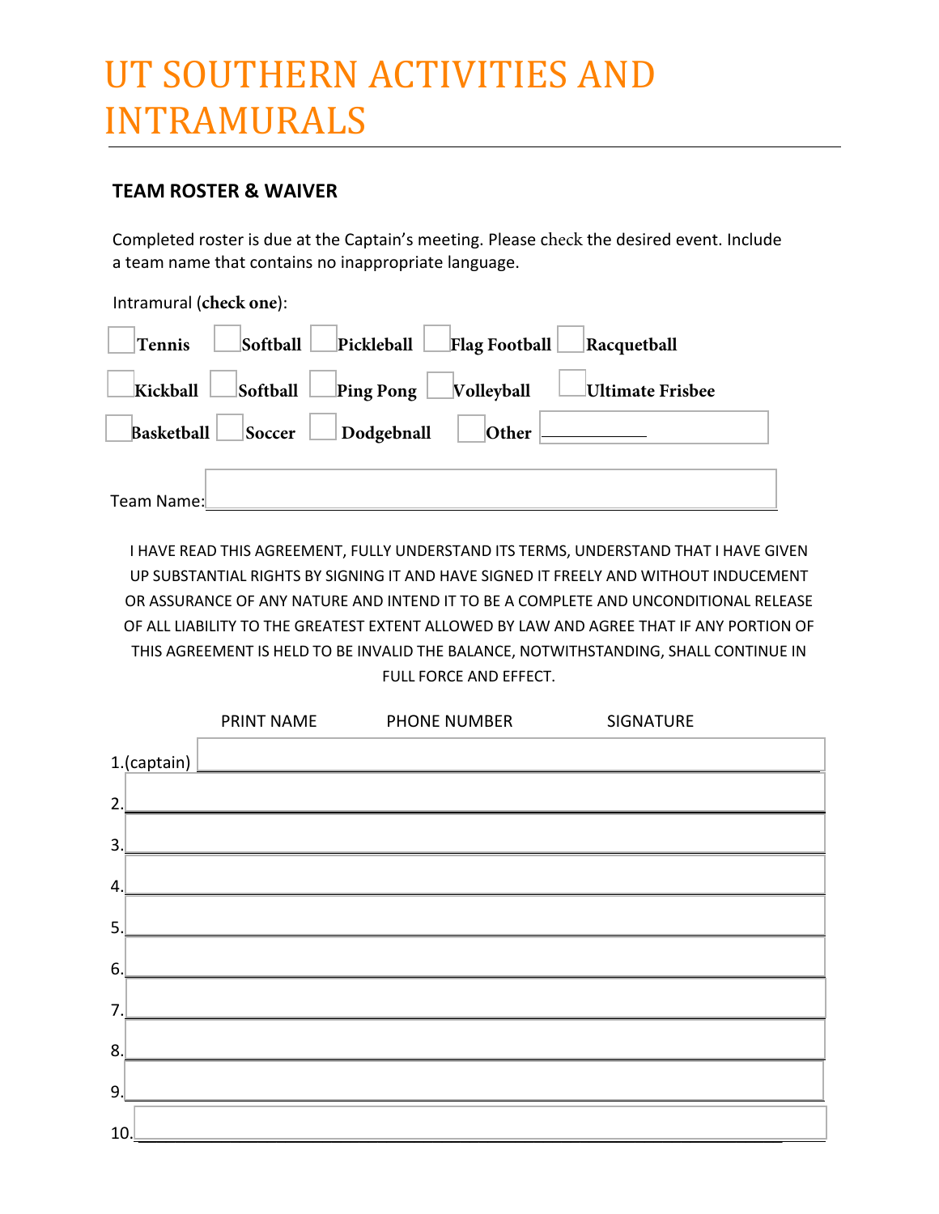# UT SOUTHERN ACTIVITIES AND INTRAMURALS

## TEAM ROSTER & WAIVER

Completed roster is due at the Captain's meeting. Please check the desired event. Include a team name that contains no inappropriate language.

Intramural (**check one**):

☐ **Tennis** ☐ **Softball** ☐ **Pickleball** ☐ **Flag Football** ☐ **Racquetball**

☐ **Kickball** ☐ **Softball** ☐ **Ping Pong** ☐ **Volleyball** ☐ **Ultimate Frisbee**

☐ **Basketball** ☐ **Soccer** ☐ **Dodgebnall** ☐ **Other** ____________

Team Name: ________________________________________

I HAVE READ THIS AGREEMENT, FULLY UNDERSTAND ITS TERMS, UNDERSTAND THAT I HAVE GIVEN UP SUBSTANTIAL RIGHTS BY SIGNING IT AND HAVE SIGNED IT FREELY AND WITHOUT INDUCEMENT OR ASSURANCE OF ANY NATURE AND INTEND IT TO BE A COMPLETE AND UNCONDITIONAL RELEASE OF ALL LIABILITY TO THE GREATEST EXTENT ALLOWED BY LAW AND AGREE THAT IF ANY PORTION OF THIS AGREEMENT IS HELD TO BE INVALID THE BALANCE, NOTWITHSTANDING, SHALL CONTINUE IN FULL FORCE AND EFFECT.

| | PRINT NAME | PHONE NUMBER | SIGNATURE |
|---|---|---|---|
| 1.(captain) | | | |
| 2. | | | |
| 3. | | | |
| 4. | | | |
| 5. | | | |
| 6. | | | |
| 7. | | | |
| 8. | | | |
| 9. | | | |
| 10. | | | |